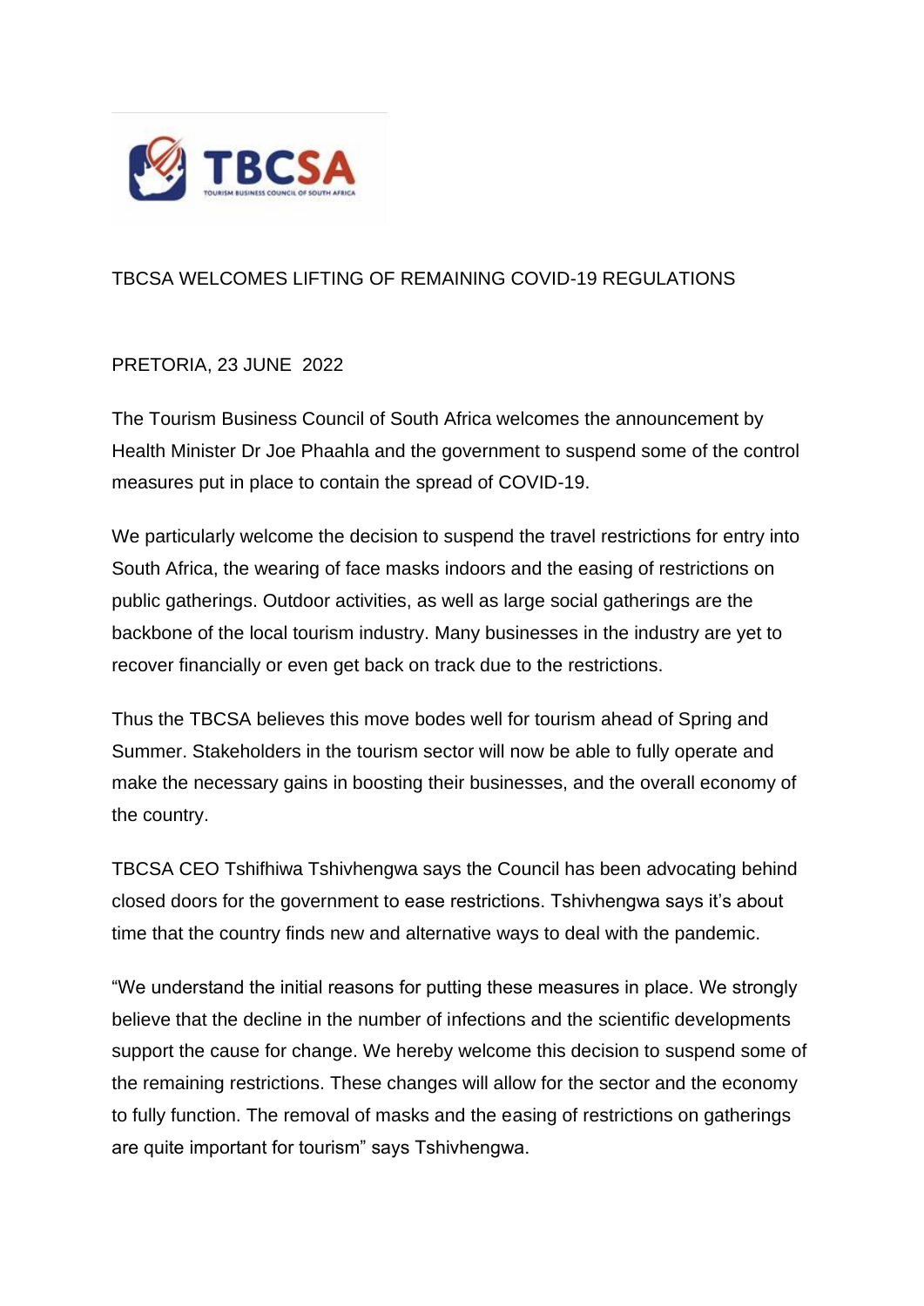TBCSA

TOURISM BUSINESS COUNCIL OF SOUTH AFRICA

# TBCSA WELCOMES LIFTING OF REMAINING COVID-19 REGULATIONS

PRETORIA, 23 JUNE 2022

The Tourism Business Council of South Africa welcomes the announcement by Health Minister Dr Joe Phaahla and the government to suspend some of the control measures put in place to contain the spread of COVID-19.

We particularly welcome the decision to suspend the travel restrictions for entry into South Africa, the wearing of face masks indoors and the easing of restrictions on public gatherings. Outdoor activities, as well as large social gatherings are the backbone of the local tourism industry. Many businesses in the industry are yet to recover financially or even get back on track due to the restrictions.

Thus the TBCSA believes this move bodes well for tourism ahead of Spring and Summer. Stakeholders in the tourism sector will now be able to fully operate and make the necessary gains in boosting their businesses, and the overall economy of the country.

TBCSA CEO Tshifhiwa Tshivhengwa says the Council has been advocating behind closed doors for the government to ease restrictions. Tshivhengwa says it's about time that the country finds new and alternative ways to deal with the pandemic.

"We understand the initial reasons for putting these measures in place. We strongly believe that the decline in the number of infections and the scientific developments support the cause for change. We hereby welcome this decision to suspend some of the remaining restrictions. These changes will allow for the sector and the economy to fully function. The removal of masks and the easing of restrictions on gatherings are quite important for tourism" says Tshivhengwa.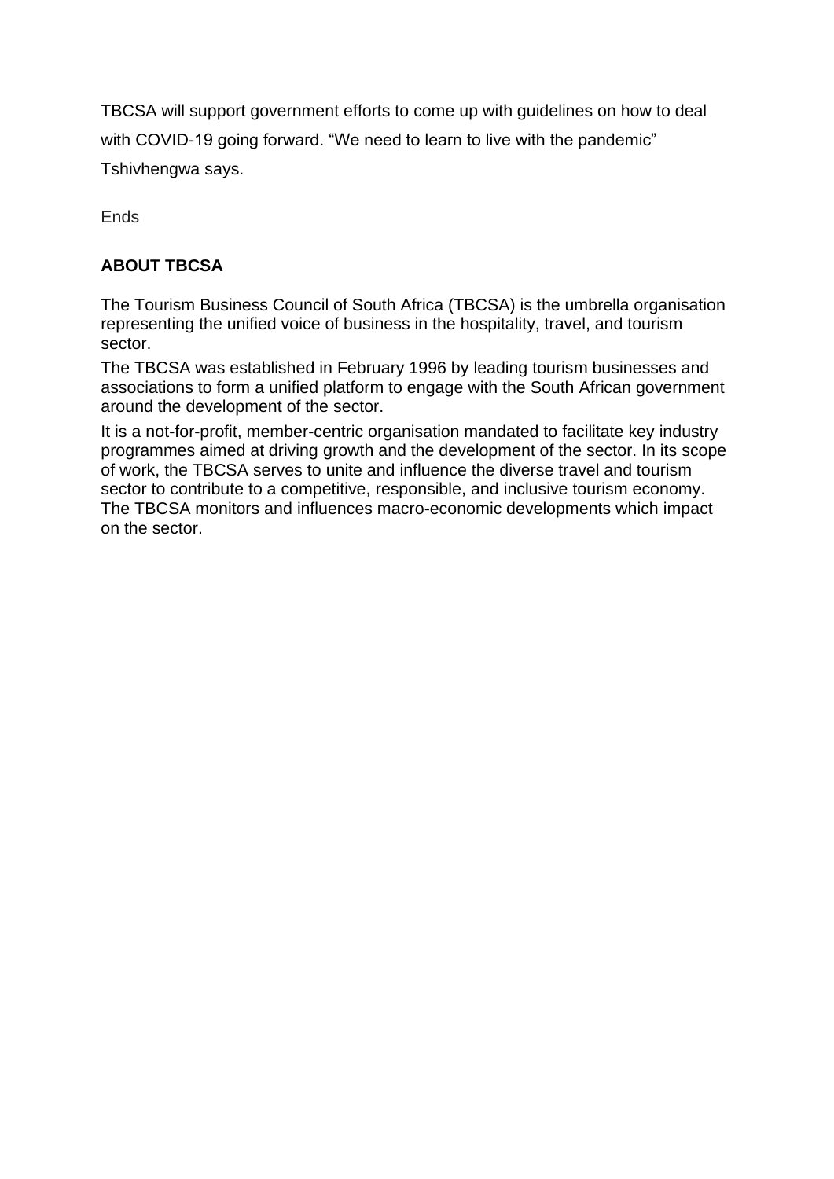TBCSA will support government efforts to come up with guidelines on how to deal with COVID-19 going forward. “We need to learn to live with the pandemic” Tshivhengwa says.

Ends

**ABOUT TBCSA**

The Tourism Business Council of South Africa (TBCSA) is the umbrella organisation representing the unified voice of business in the hospitality, travel, and tourism sector.

The TBCSA was established in February 1996 by leading tourism businesses and associations to form a unified platform to engage with the South African government around the development of the sector.

It is a not-for-profit, member-centric organisation mandated to facilitate key industry programmes aimed at driving growth and the development of the sector. In its scope of work, the TBCSA serves to unite and influence the diverse travel and tourism sector to contribute to a competitive, responsible, and inclusive tourism economy. The TBCSA monitors and influences macro-economic developments which impact on the sector.